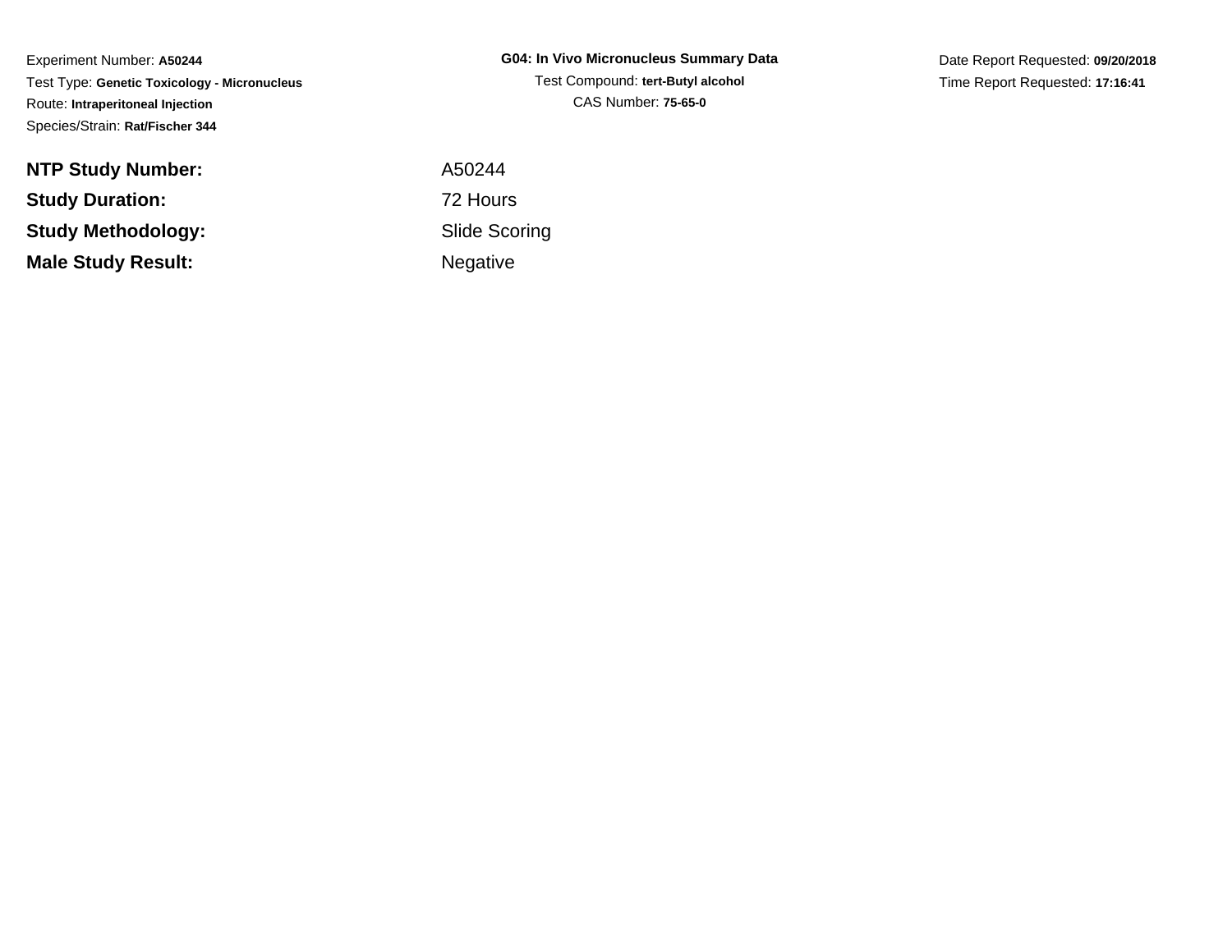Experiment Number: **A50244**
Test Type: **Genetic Toxicology - Micronucleus**
Route: **Intraperitoneal Injection**
Species/Strain: **Rat/Fischer 344**

**G04: In Vivo Micronucleus Summary Data**
Test Compound: **tert-Butyl alcohol**
CAS Number: **75-65-0**

Date Report Requested: **09/20/2018**
Time Report Requested: **17:16:41**

| | |
|---|---|
| **NTP Study Number:** | A50244 |
| **Study Duration:** | 72 Hours |
| **Study Methodology:** | Slide Scoring |
| **Male Study Result:** | Negative |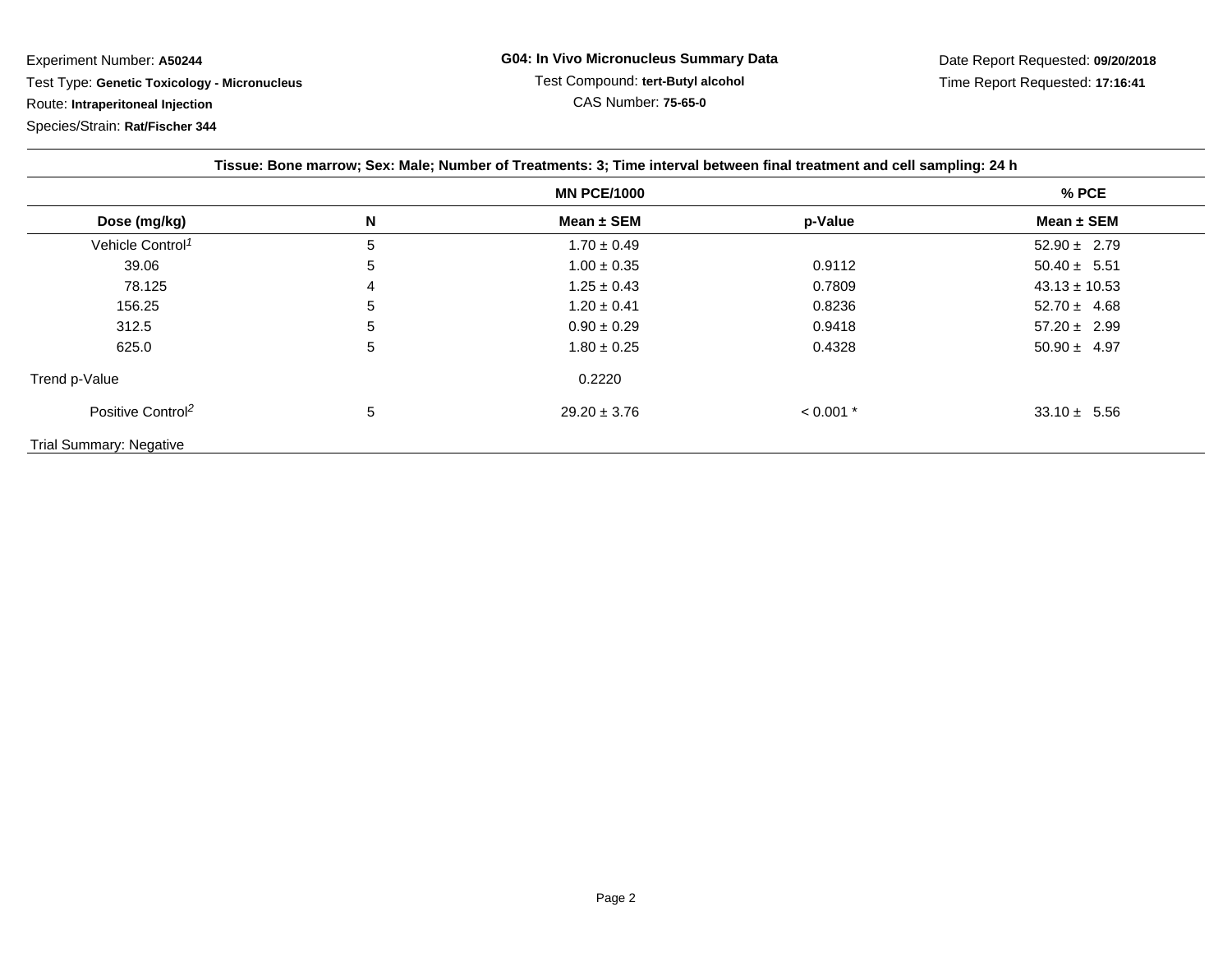Experiment Number: **A50244**

Test Type: **Genetic Toxicology - Micronucleus**

Route: **Intraperitoneal Injection**

Species/Strain: **Rat/Fischer 344**

**G04: In Vivo Micronucleus Summary Data**

Test Compound: **tert-Butyl alcohol**

CAS Number: **75-65-0**

Date Report Requested: **09/20/2018**

Time Report Requested: **17:16:41**

**Tissue: Bone marrow; Sex: Male; Number of Treatments: 3; Time interval between final treatment and cell sampling: 24 h**

| | | MN PCE/1000 | | % PCE |
|---|---|---|---|---|
| **Dose (mg/kg)** | **N** | **Mean ± SEM** | **p-Value** | **Mean ± SEM** |
| Vehicle Control[1] | 5 | 1.70 ± 0.49 | | 52.90 ± 2.79 |
| 39.06 | 5 | 1.00 ± 0.35 | 0.9112 | 50.40 ± 5.51 |
| 78.125 | 4 | 1.25 ± 0.43 | 0.7809 | 43.13 ± 10.53 |
| 156.25 | 5 | 1.20 ± 0.41 | 0.8236 | 52.70 ± 4.68 |
| 312.5 | 5 | 0.90 ± 0.29 | 0.9418 | 57.20 ± 2.99 |
| 625.0 | 5 | 1.80 ± 0.25 | 0.4328 | 50.90 ± 4.97 |
| Trend p-Value | | 0.2220 | | |
| Positive Control[2] | 5 | 29.20 ± 3.76 | < 0.001 * | 33.10 ± 5.56 |

Trial Summary: Negative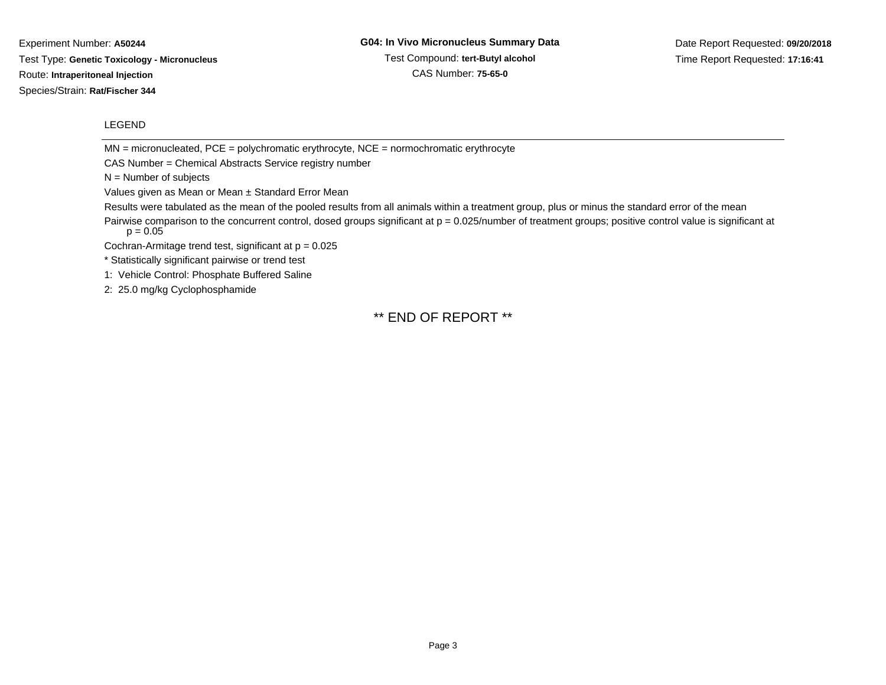Experiment Number: **A50244**

Test Type: **Genetic Toxicology - Micronucleus**

Route: **Intraperitoneal Injection**

Species/Strain: **Rat/Fischer 344**

**G04: In Vivo Micronucleus Summary Data**

Test Compound: **tert-Butyl alcohol**

CAS Number: **75-65-0**

Date Report Requested: **09/20/2018**

Time Report Requested: **17:16:41**

LEGEND

MN = micronucleated, PCE = polychromatic erythrocyte, NCE = normochromatic erythrocyte

CAS Number = Chemical Abstracts Service registry number

N = Number of subjects

Values given as Mean or Mean ± Standard Error Mean

Results were tabulated as the mean of the pooled results from all animals within a treatment group, plus or minus the standard error of the mean

Pairwise comparison to the concurrent control, dosed groups significant at p = 0.025/number of treatment groups; positive control value is significant at p = 0.05

Cochran-Armitage trend test, significant at p = 0.025

* Statistically significant pairwise or trend test

1: Vehicle Control: Phosphate Buffered Saline

2: 25.0 mg/kg Cyclophosphamide

** END OF REPORT **